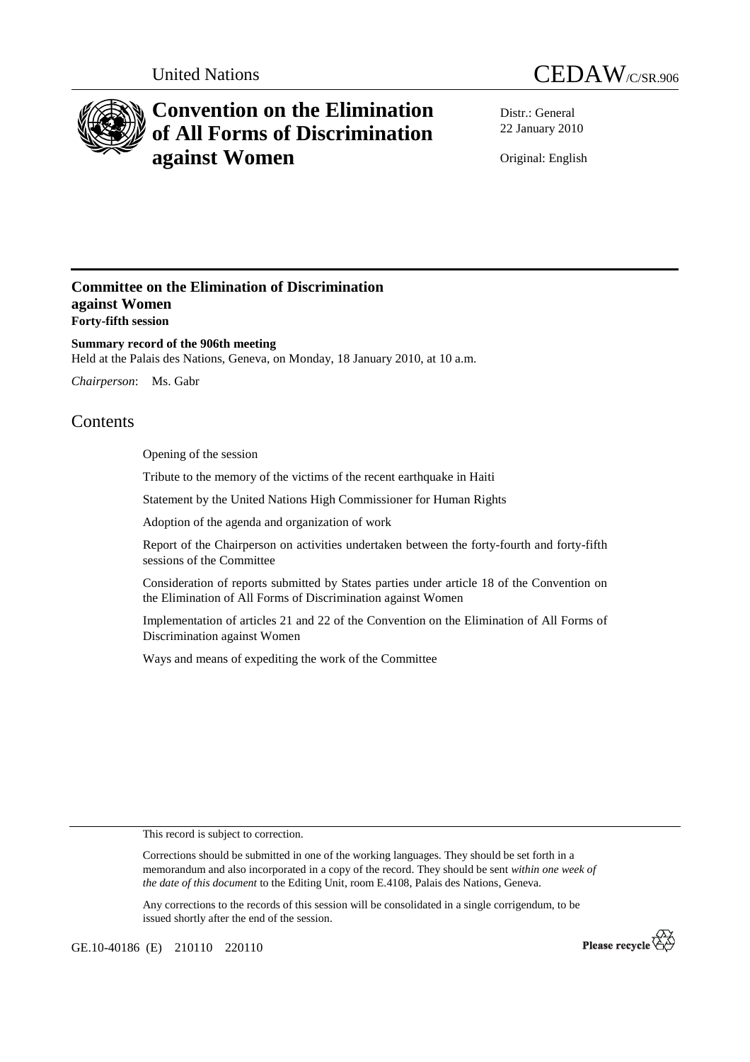United Nations

CEDAW/C/SR.906

# Convention on the Elimination of All Forms of Discrimination against Women

Distr.: General
22 January 2010

Original: English

## Committee on the Elimination of Discrimination against Women
**Forty-fifth session**

**Summary record of the 906th meeting**
Held at the Palais des Nations, Geneva, on Monday, 18 January 2010, at 10 a.m.

*Chairperson*: Ms. Gabr

## Contents

Opening of the session

Tribute to the memory of the victims of the recent earthquake in Haiti

Statement by the United Nations High Commissioner for Human Rights

Adoption of the agenda and organization of work

Report of the Chairperson on activities undertaken between the forty-fourth and forty-fifth sessions of the Committee

Consideration of reports submitted by States parties under article 18 of the Convention on the Elimination of All Forms of Discrimination against Women

Implementation of articles 21 and 22 of the Convention on the Elimination of All Forms of Discrimination against Women

Ways and means of expediting the work of the Committee

This record is subject to correction.

Corrections should be submitted in one of the working languages. They should be set forth in a memorandum and also incorporated in a copy of the record. They should be sent *within one week of the date of this document* to the Editing Unit, room E.4108, Palais des Nations, Geneva.

Any corrections to the records of this session will be consolidated in a single corrigendum, to be issued shortly after the end of the session.

GE.10-40186 (E) 210110 220110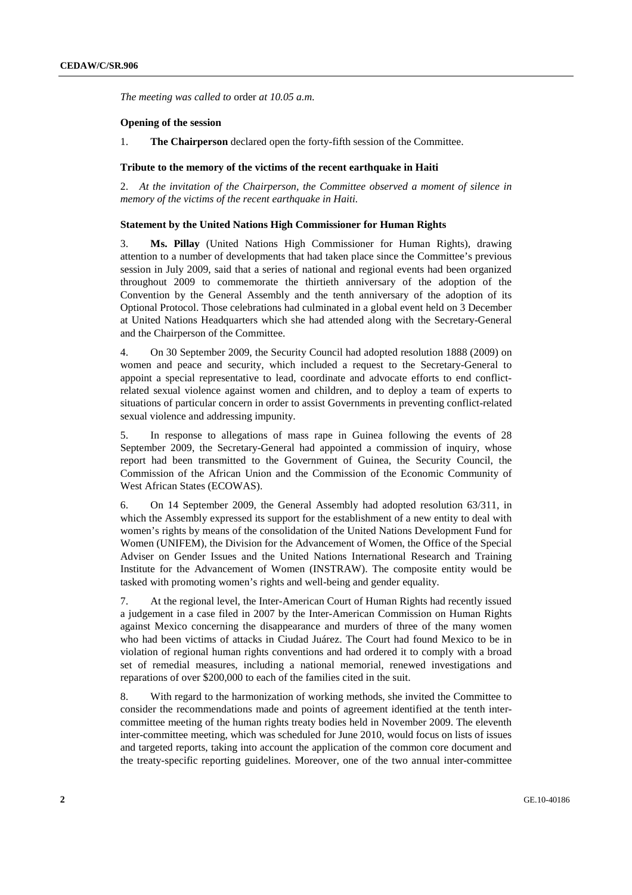*The meeting was called to* order *at 10.05 a.m.*

**Opening of the session**

1. **The Chairperson** declared open the forty-fifth session of the Committee.

**Tribute to the memory of the victims of the recent earthquake in Haiti**

2. *At the invitation of the Chairperson, the Committee observed a moment of silence in memory of the victims of the recent earthquake in Haiti.*

**Statement by the United Nations High Commissioner for Human Rights**

3. **Ms. Pillay** (United Nations High Commissioner for Human Rights), drawing attention to a number of developments that had taken place since the Committee's previous session in July 2009, said that a series of national and regional events had been organized throughout 2009 to commemorate the thirtieth anniversary of the adoption of the Convention by the General Assembly and the tenth anniversary of the adoption of its Optional Protocol. Those celebrations had culminated in a global event held on 3 December at United Nations Headquarters which she had attended along with the Secretary-General and the Chairperson of the Committee.

4. On 30 September 2009, the Security Council had adopted resolution 1888 (2009) on women and peace and security, which included a request to the Secretary-General to appoint a special representative to lead, coordinate and advocate efforts to end conflict-related sexual violence against women and children, and to deploy a team of experts to situations of particular concern in order to assist Governments in preventing conflict-related sexual violence and addressing impunity.

5. In response to allegations of mass rape in Guinea following the events of 28 September 2009, the Secretary-General had appointed a commission of inquiry, whose report had been transmitted to the Government of Guinea, the Security Council, the Commission of the African Union and the Commission of the Economic Community of West African States (ECOWAS).

6. On 14 September 2009, the General Assembly had adopted resolution 63/311, in which the Assembly expressed its support for the establishment of a new entity to deal with women's rights by means of the consolidation of the United Nations Development Fund for Women (UNIFEM), the Division for the Advancement of Women, the Office of the Special Adviser on Gender Issues and the United Nations International Research and Training Institute for the Advancement of Women (INSTRAW). The composite entity would be tasked with promoting women's rights and well-being and gender equality.

7. At the regional level, the Inter-American Court of Human Rights had recently issued a judgement in a case filed in 2007 by the Inter-American Commission on Human Rights against Mexico concerning the disappearance and murders of three of the many women who had been victims of attacks in Ciudad Juárez. The Court had found Mexico to be in violation of regional human rights conventions and had ordered it to comply with a broad set of remedial measures, including a national memorial, renewed investigations and reparations of over $200,000 to each of the families cited in the suit.

8. With regard to the harmonization of working methods, she invited the Committee to consider the recommendations made and points of agreement identified at the tenth inter-committee meeting of the human rights treaty bodies held in November 2009. The eleventh inter-committee meeting, which was scheduled for June 2010, would focus on lists of issues and targeted reports, taking into account the application of the common core document and the treaty-specific reporting guidelines. Moreover, one of the two annual inter-committee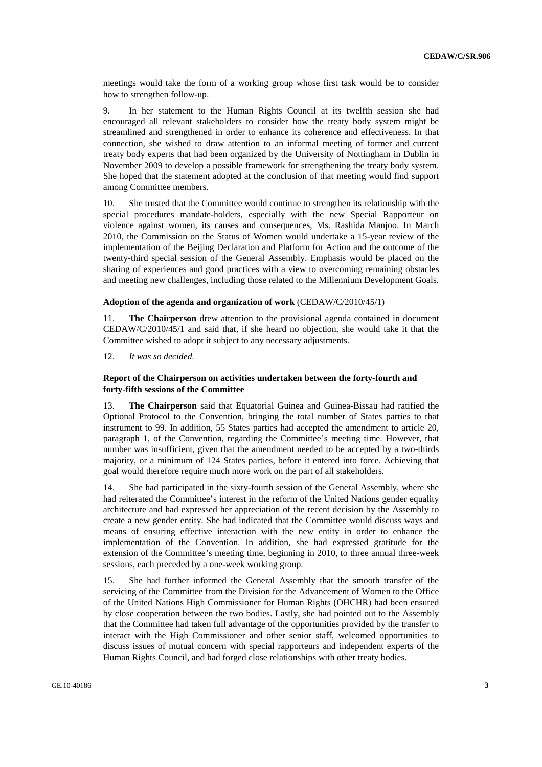meetings would take the form of a working group whose first task would be to consider how to strengthen follow-up.

9. In her statement to the Human Rights Council at its twelfth session she had encouraged all relevant stakeholders to consider how the treaty body system might be streamlined and strengthened in order to enhance its coherence and effectiveness. In that connection, she wished to draw attention to an informal meeting of former and current treaty body experts that had been organized by the University of Nottingham in Dublin in November 2009 to develop a possible framework for strengthening the treaty body system. She hoped that the statement adopted at the conclusion of that meeting would find support among Committee members.

10. She trusted that the Committee would continue to strengthen its relationship with the special procedures mandate-holders, especially with the new Special Rapporteur on violence against women, its causes and consequences, Ms. Rashida Manjoo. In March 2010, the Commission on the Status of Women would undertake a 15-year review of the implementation of the Beijing Declaration and Platform for Action and the outcome of the twenty-third special session of the General Assembly. Emphasis would be placed on the sharing of experiences and good practices with a view to overcoming remaining obstacles and meeting new challenges, including those related to the Millennium Development Goals.

### **Adoption of the agenda and organization of work** (CEDAW/C/2010/45/1)

11. **The Chairperson** drew attention to the provisional agenda contained in document CEDAW/C/2010/45/1 and said that, if she heard no objection, she would take it that the Committee wished to adopt it subject to any necessary adjustments.

12. *It was so decided.*

### **Report of the Chairperson on activities undertaken between the forty-fourth and forty-fifth sessions of the Committee**

13. **The Chairperson** said that Equatorial Guinea and Guinea-Bissau had ratified the Optional Protocol to the Convention, bringing the total number of States parties to that instrument to 99. In addition, 55 States parties had accepted the amendment to article 20, paragraph 1, of the Convention, regarding the Committee's meeting time. However, that number was insufficient, given that the amendment needed to be accepted by a two-thirds majority, or a minimum of 124 States parties, before it entered into force. Achieving that goal would therefore require much more work on the part of all stakeholders.

14. She had participated in the sixty-fourth session of the General Assembly, where she had reiterated the Committee's interest in the reform of the United Nations gender equality architecture and had expressed her appreciation of the recent decision by the Assembly to create a new gender entity. She had indicated that the Committee would discuss ways and means of ensuring effective interaction with the new entity in order to enhance the implementation of the Convention. In addition, she had expressed gratitude for the extension of the Committee's meeting time, beginning in 2010, to three annual three-week sessions, each preceded by a one-week working group.

15. She had further informed the General Assembly that the smooth transfer of the servicing of the Committee from the Division for the Advancement of Women to the Office of the United Nations High Commissioner for Human Rights (OHCHR) had been ensured by close cooperation between the two bodies. Lastly, she had pointed out to the Assembly that the Committee had taken full advantage of the opportunities provided by the transfer to interact with the High Commissioner and other senior staff, welcomed opportunities to discuss issues of mutual concern with special rapporteurs and independent experts of the Human Rights Council, and had forged close relationships with other treaty bodies.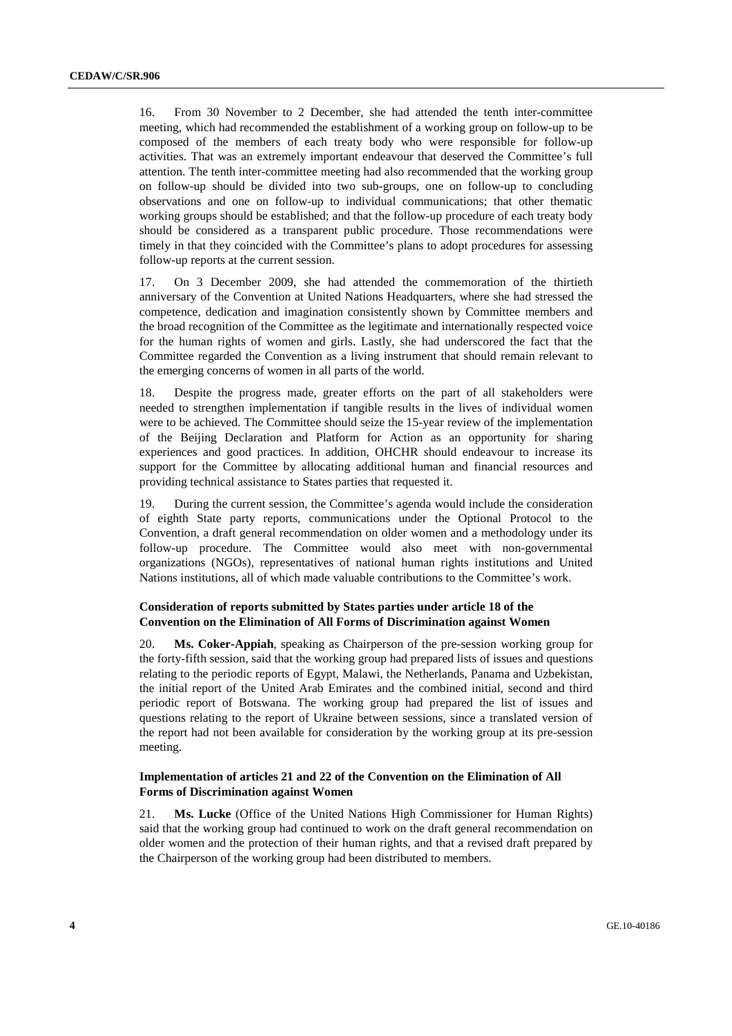16. From 30 November to 2 December, she had attended the tenth inter-committee meeting, which had recommended the establishment of a working group on follow-up to be composed of the members of each treaty body who were responsible for follow-up activities. That was an extremely important endeavour that deserved the Committee's full attention. The tenth inter-committee meeting had also recommended that the working group on follow-up should be divided into two sub-groups, one on follow-up to concluding observations and one on follow-up to individual communications; that other thematic working groups should be established; and that the follow-up procedure of each treaty body should be considered as a transparent public procedure. Those recommendations were timely in that they coincided with the Committee's plans to adopt procedures for assessing follow-up reports at the current session.

17. On 3 December 2009, she had attended the commemoration of the thirtieth anniversary of the Convention at United Nations Headquarters, where she had stressed the competence, dedication and imagination consistently shown by Committee members and the broad recognition of the Committee as the legitimate and internationally respected voice for the human rights of women and girls. Lastly, she had underscored the fact that the Committee regarded the Convention as a living instrument that should remain relevant to the emerging concerns of women in all parts of the world.

18. Despite the progress made, greater efforts on the part of all stakeholders were needed to strengthen implementation if tangible results in the lives of individual women were to be achieved. The Committee should seize the 15-year review of the implementation of the Beijing Declaration and Platform for Action as an opportunity for sharing experiences and good practices. In addition, OHCHR should endeavour to increase its support for the Committee by allocating additional human and financial resources and providing technical assistance to States parties that requested it.

19. During the current session, the Committee's agenda would include the consideration of eighth State party reports, communications under the Optional Protocol to the Convention, a draft general recommendation on older women and a methodology under its follow-up procedure. The Committee would also meet with non-governmental organizations (NGOs), representatives of national human rights institutions and United Nations institutions, all of which made valuable contributions to the Committee's work.

### Consideration of reports submitted by States parties under article 18 of the Convention on the Elimination of All Forms of Discrimination against Women

20. **Ms. Coker-Appiah**, speaking as Chairperson of the pre-session working group for the forty-fifth session, said that the working group had prepared lists of issues and questions relating to the periodic reports of Egypt, Malawi, the Netherlands, Panama and Uzbekistan, the initial report of the United Arab Emirates and the combined initial, second and third periodic report of Botswana. The working group had prepared the list of issues and questions relating to the report of Ukraine between sessions, since a translated version of the report had not been available for consideration by the working group at its pre-session meeting.

### Implementation of articles 21 and 22 of the Convention on the Elimination of All Forms of Discrimination against Women

21. **Ms. Lucke** (Office of the United Nations High Commissioner for Human Rights) said that the working group had continued to work on the draft general recommendation on older women and the protection of their human rights, and that a revised draft prepared by the Chairperson of the working group had been distributed to members.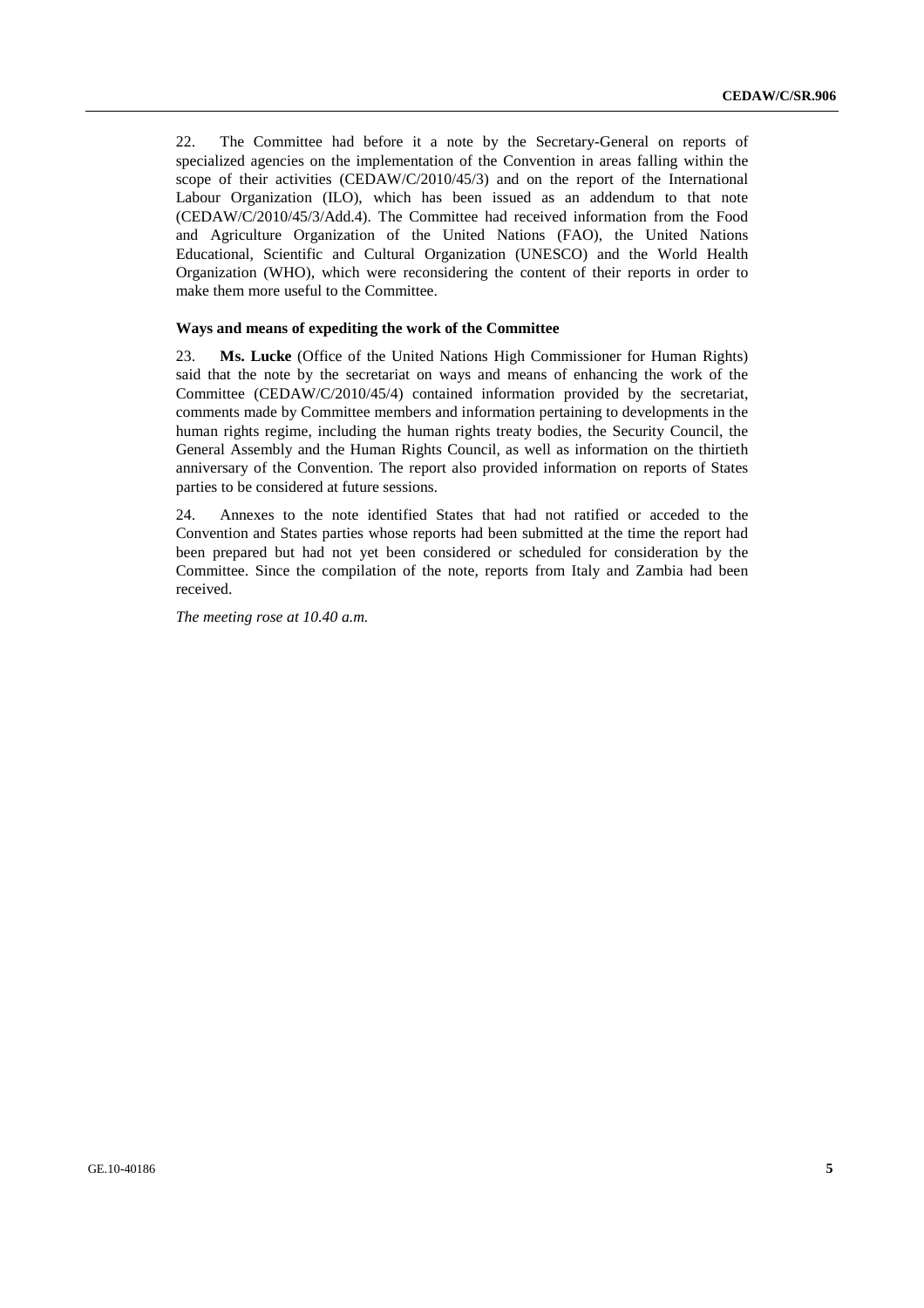22. The Committee had before it a note by the Secretary-General on reports of specialized agencies on the implementation of the Convention in areas falling within the scope of their activities (CEDAW/C/2010/45/3) and on the report of the International Labour Organization (ILO), which has been issued as an addendum to that note (CEDAW/C/2010/45/3/Add.4). The Committee had received information from the Food and Agriculture Organization of the United Nations (FAO), the United Nations Educational, Scientific and Cultural Organization (UNESCO) and the World Health Organization (WHO), which were reconsidering the content of their reports in order to make them more useful to the Committee.

**Ways and means of expediting the work of the Committee**

23. **Ms. Lucke** (Office of the United Nations High Commissioner for Human Rights) said that the note by the secretariat on ways and means of enhancing the work of the Committee (CEDAW/C/2010/45/4) contained information provided by the secretariat, comments made by Committee members and information pertaining to developments in the human rights regime, including the human rights treaty bodies, the Security Council, the General Assembly and the Human Rights Council, as well as information on the thirtieth anniversary of the Convention. The report also provided information on reports of States parties to be considered at future sessions.

24. Annexes to the note identified States that had not ratified or acceded to the Convention and States parties whose reports had been submitted at the time the report had been prepared but had not yet been considered or scheduled for consideration by the Committee. Since the compilation of the note, reports from Italy and Zambia had been received.

*The meeting rose at 10.40 a.m.*